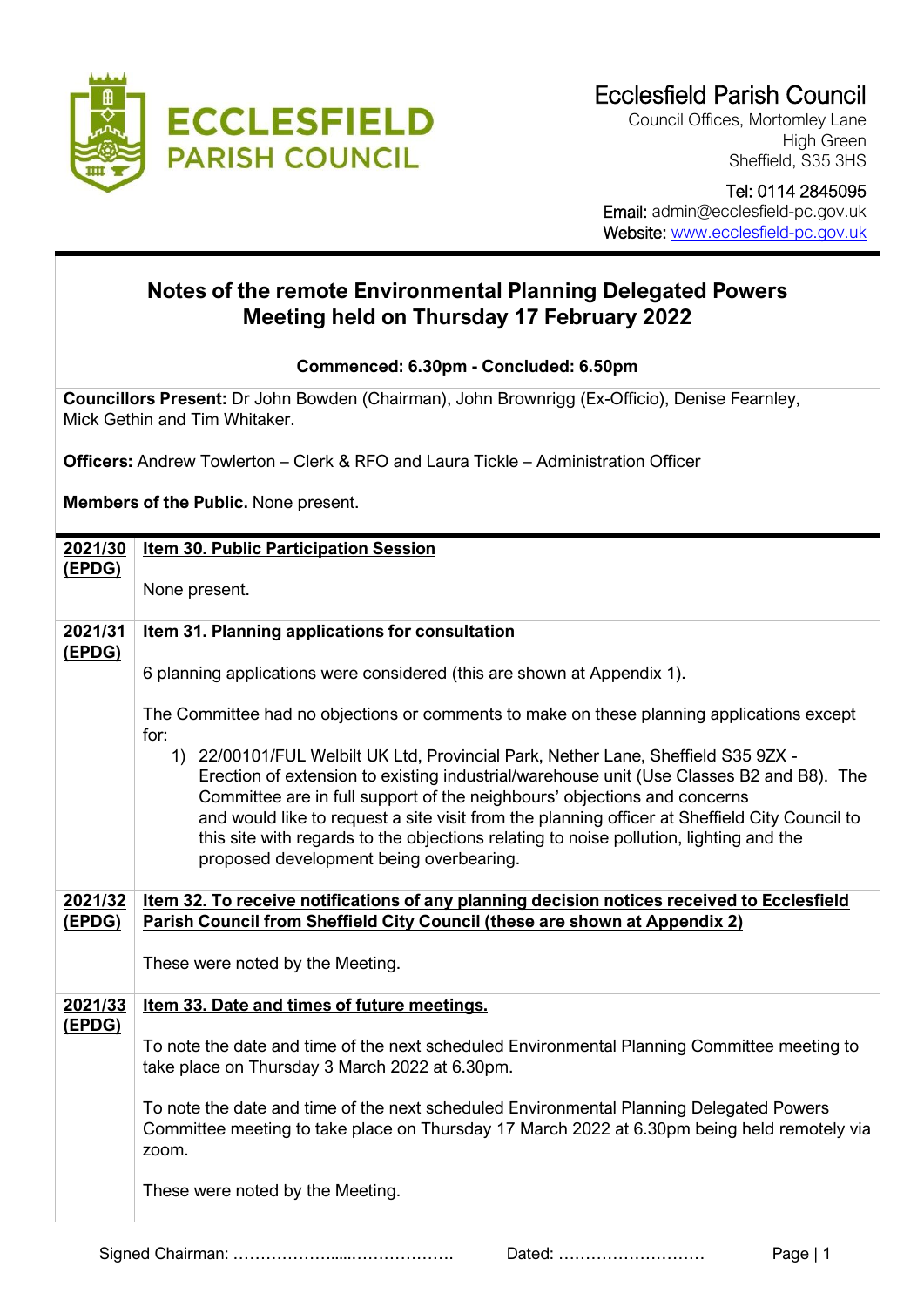# Ecclesfield Parish Council

Council Offices, Mortomley Lane
High Green
Sheffield, S35 3HS

Tel: 0114 2845095
Email: admin@ecclesfield-pc.gov.uk
Website: www.ecclesfield-pc.gov.uk

## Notes of the remote Environmental Planning Delegated Powers Meeting held on Thursday 17 February 2022

**Commenced: 6.30pm - Concluded: 6.50pm**

**Councillors Present:** Dr John Bowden (Chairman), John Brownrigg (Ex-Officio), Denise Fearnley, Mick Gethin and Tim Whitaker.

**Officers:** Andrew Towlerton – Clerk & RFO and Laura Tickle – Administration Officer

**Members of the Public.** None present.

**2021/30 (EPDG)** **Item 30. Public Participation Session**

None present.

**2021/31 (EPDG)** **Item 31. Planning applications for consultation**

6 planning applications were considered (this are shown at Appendix 1).

The Committee had no objections or comments to make on these planning applications except for:

1) 22/00101/FUL Welbilt UK Ltd, Provincial Park, Nether Lane, Sheffield S35 9ZX - Erection of extension to existing industrial/warehouse unit (Use Classes B2 and B8). The Committee are in full support of the neighbours' objections and concerns and would like to request a site visit from the planning officer at Sheffield City Council to this site with regards to the objections relating to noise pollution, lighting and the proposed development being overbearing.

**2021/32 (EPDG)** **Item 32. To receive notifications of any planning decision notices received to Ecclesfield Parish Council from Sheffield City Council (these are shown at Appendix 2)**

These were noted by the Meeting.

**2021/33 (EPDG)** **Item 33. Date and times of future meetings.**

To note the date and time of the next scheduled Environmental Planning Committee meeting to take place on Thursday 3 March 2022 at 6.30pm.

To note the date and time of the next scheduled Environmental Planning Delegated Powers Committee meeting to take place on Thursday 17 March 2022 at 6.30pm being held remotely via zoom.

These were noted by the Meeting.

Signed Chairman: ………………......………………. Dated: ………………………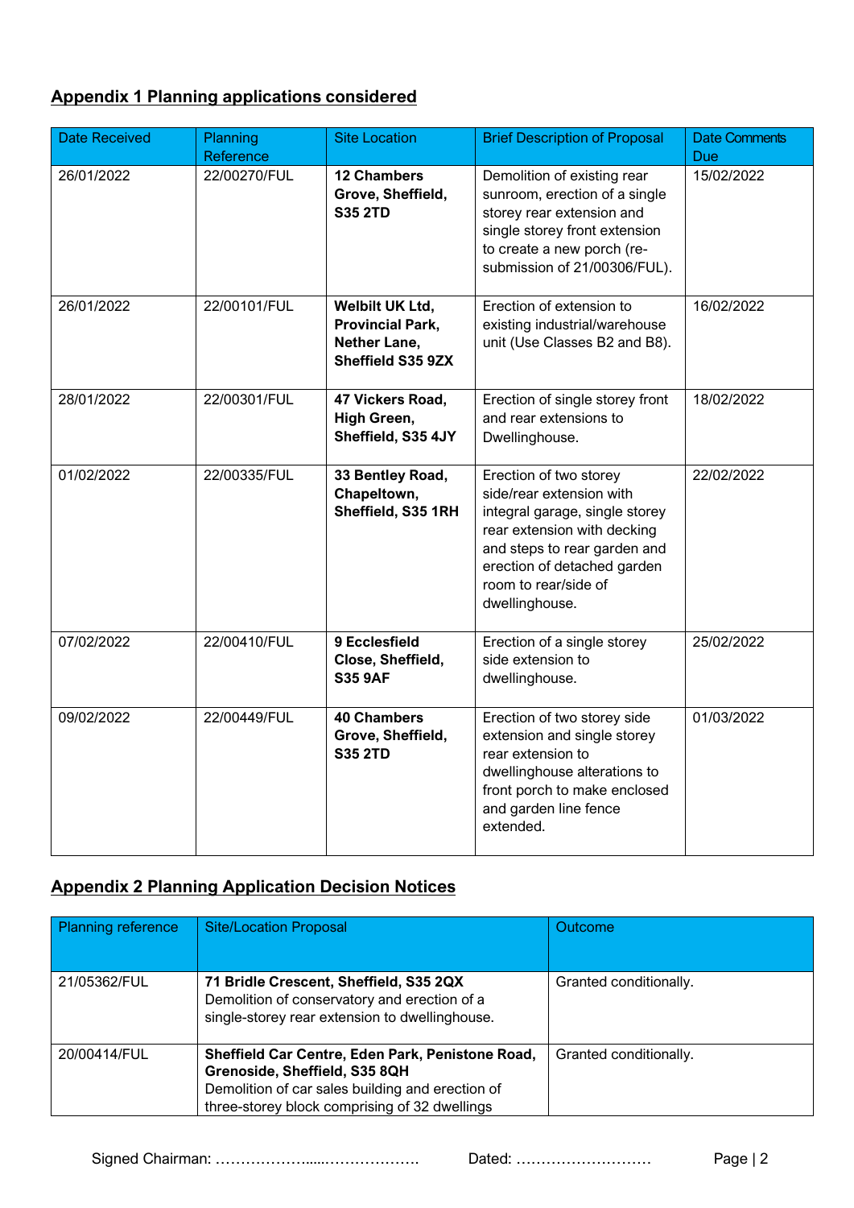## Appendix 1 Planning applications considered

| Date Received | Planning Reference | Site Location | Brief Description of Proposal | Date Comments Due |
|---|---|---|---|---|
| 26/01/2022 | 22/00270/FUL | **12 Chambers Grove, Sheffield, S35 2TD** | Demolition of existing rear sunroom, erection of a single storey rear extension and single storey front extension to create a new porch (re-submission of 21/00306/FUL). | 15/02/2022 |
| 26/01/2022 | 22/00101/FUL | **Welbilt UK Ltd, Provincial Park, Nether Lane, Sheffield S35 9ZX** | Erection of extension to existing industrial/warehouse unit (Use Classes B2 and B8). | 16/02/2022 |
| 28/01/2022 | 22/00301/FUL | **47 Vickers Road, High Green, Sheffield, S35 4JY** | Erection of single storey front and rear extensions to Dwellinghouse. | 18/02/2022 |
| 01/02/2022 | 22/00335/FUL | **33 Bentley Road, Chapeltown, Sheffield, S35 1RH** | Erection of two storey side/rear extension with integral garage, single storey rear extension with decking and steps to rear garden and erection of detached garden room to rear/side of dwellinghouse. | 22/02/2022 |
| 07/02/2022 | 22/00410/FUL | **9 Ecclesfield Close, Sheffield, S35 9AF** | Erection of a single storey side extension to dwellinghouse. | 25/02/2022 |
| 09/02/2022 | 22/00449/FUL | **40 Chambers Grove, Sheffield, S35 2TD** | Erection of two storey side extension and single storey rear extension to dwellinghouse alterations to front porch to make enclosed and garden line fence extended. | 01/03/2022 |

## Appendix 2 Planning Application Decision Notices

| Planning reference | Site/Location Proposal | Outcome |
|---|---|---|
| 21/05362/FUL | **71 Bridle Crescent, Sheffield, S35 2QX** Demolition of conservatory and erection of a single-storey rear extension to dwellinghouse. | Granted conditionally. |
| 20/00414/FUL | **Sheffield Car Centre, Eden Park, Penistone Road, Grenoside, Sheffield, S35 8QH** Demolition of car sales building and erection of three-storey block comprising of 32 dwellings | Granted conditionally. |

Signed Chairman: ………………......………………. Dated: ………………………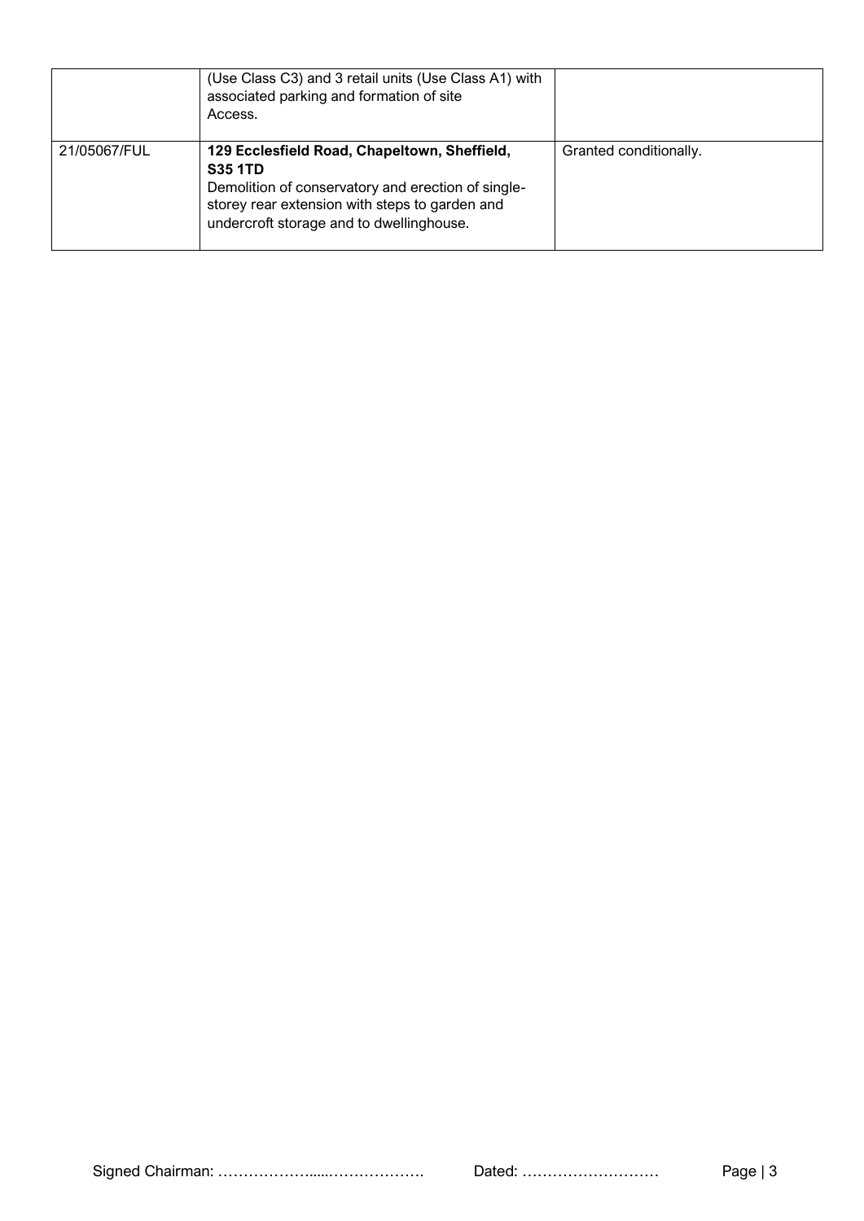| | | |
|---|---|---|
| | (Use Class C3) and 3 retail units (Use Class A1) with associated parking and formation of site Access. | |
| 21/05067/FUL | **129 Ecclesfield Road, Chapeltown, Sheffield, S35 1TD**<br>Demolition of conservatory and erection of single-storey rear extension with steps to garden and undercroft storage and to dwellinghouse. | Granted conditionally. |

Signed Chairman: ………………....………………. Dated: ………………………